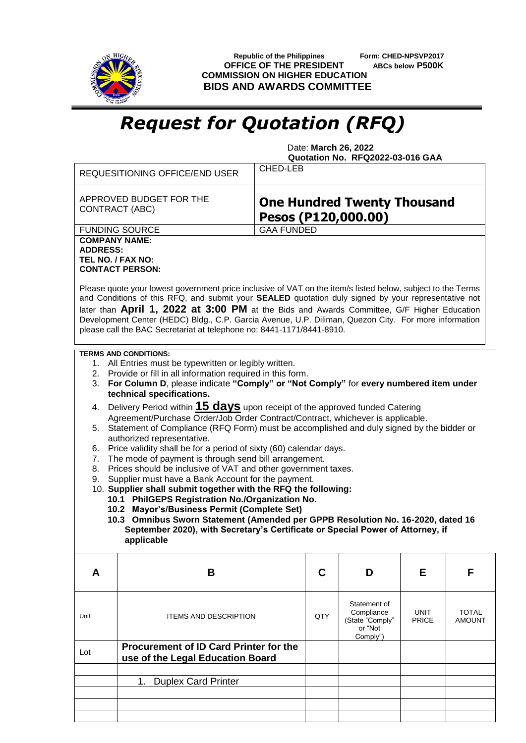Republic of the Philippines
**OFFICE OF THE PRESIDENT**
**COMMISSION ON HIGHER EDUCATION**
**BIDS AND AWARDS COMMITTEE**

Form: CHED-NPSVP2017
**ABCs below P500K**

# *Request for Quotation (RFQ)*

Date: **March 26, 2022**
**Quotation No. RFQ2022-03-016 GAA**

| REQUESITIONING OFFICE/END USER | CHED-LEB |
|---|---|
| APPROVED BUDGET FOR THE CONTRACT (ABC) | **One Hundred Twenty Thousand Pesos (P120,000.00)** |
| FUNDING SOURCE | GAA FUNDED |

**COMPANY NAME:**
**ADDRESS:**
**TEL NO. / FAX NO:**
**CONTACT PERSON:**

Please quote your lowest government price inclusive of VAT on the item/s listed below, subject to the Terms and Conditions of this RFQ, and submit your **SEALED** quotation duly signed by your representative not later than **April 1, 2022 at 3:00 PM** at the Bids and Awards Committee, G/F Higher Education Development Center (HEDC) Bldg., C.P. Garcia Avenue, U.P. Diliman, Quezon City. For more information please call the BAC Secretariat at telephone no: 8441-1171/8441-8910.

**TERMS AND CONDITIONS:**

1. All Entries must be typewritten or legibly written.
2. Provide or fill in all information required in this form.
3. **For Column D**, please indicate **"Comply" or "Not Comply"** for **every numbered item under technical specifications.**
4. Delivery Period within **15 days** upon receipt of the approved funded Catering Agreement/Purchase Order/Job Order Contract/Contract, whichever is applicable.
5. Statement of Compliance (RFQ Form) must be accomplished and duly signed by the bidder or authorized representative.
6. Price validity shall be for a period of sixty (60) calendar days.
7. The mode of payment is through send bill arrangement.
8. Prices should be inclusive of VAT and other government taxes.
9. Supplier must have a Bank Account for the payment.
10. **Supplier shall submit together with the RFQ the following:**
    - **10.1 PhilGEPS Registration No./Organization No.**
    - **10.2 Mayor's/Business Permit (Complete Set)**
    - **10.3 Omnibus Sworn Statement (Amended per GPPB Resolution No. 16-2020, dated 16 September 2020), with Secretary's Certificate or Special Power of Attorney, if applicable**

| A | B | C | D | E | F |
|---|---|---|---|---|---|
| Unit | ITEMS AND DESCRIPTION | QTY | Statement of Compliance (State "Comply" or "Not Comply") | UNIT PRICE | TOTAL AMOUNT |
| Lot | **Procurement of ID Card Printer for the use of the Legal Education Board** | | | | |
| | | | | | |
| | 1. Duplex Card Printer | | | | |
| | | | | | |
| | | | | | |
| | | | | | |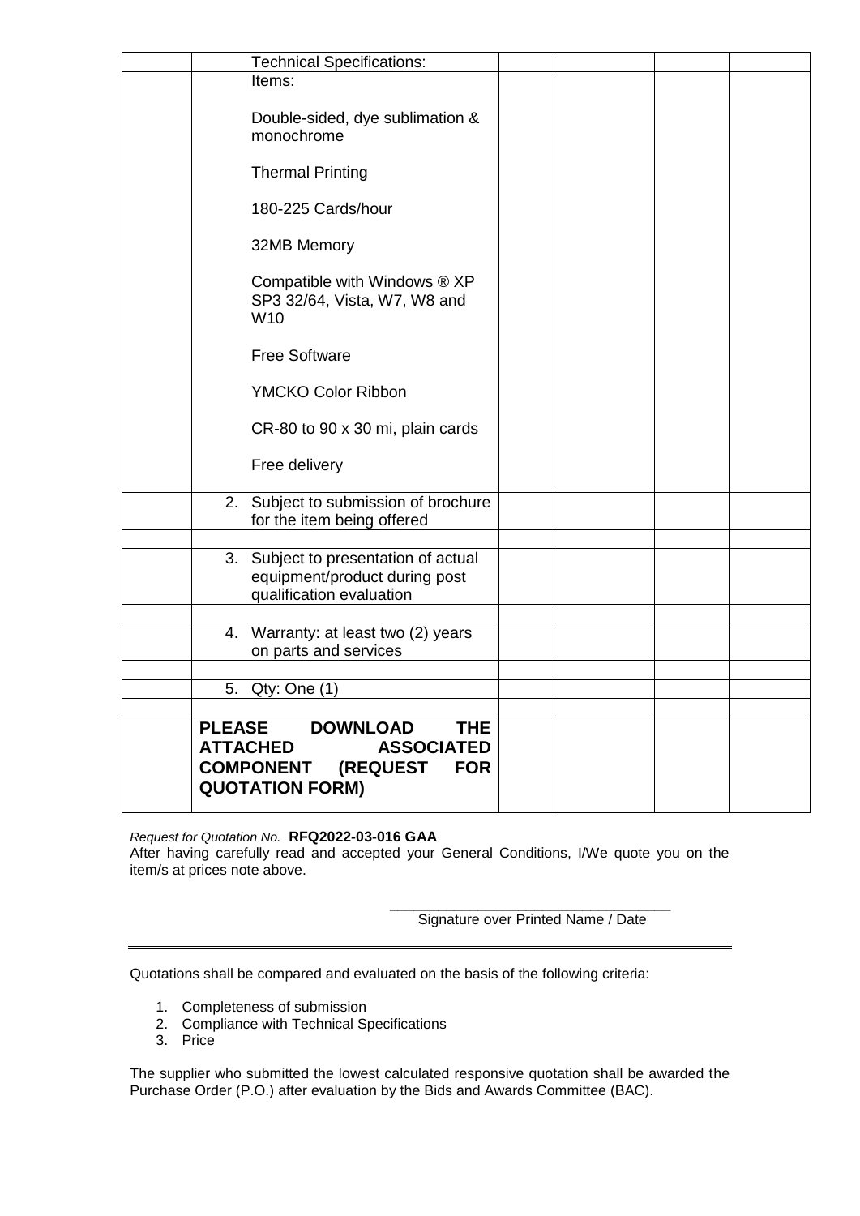| | | | | | |
|---|---|---|---|---|---|
| | Technical Specifications: | | | | |
| | Items:<br><br>Double-sided, dye sublimation & monochrome<br><br>Thermal Printing<br><br>180-225 Cards/hour<br><br>32MB Memory<br><br>Compatible with Windows ® XP SP3 32/64, Vista, W7, W8 and W10<br><br>Free Software<br><br>YMCKO Color Ribbon<br><br>CR-80 to 90 x 30 mi, plain cards<br><br>Free delivery | | | | |
| | 2. Subject to submission of brochure for the item being offered | | | | |
| | | | | | |
| | 3. Subject to presentation of actual equipment/product during post qualification evaluation | | | | |
| | | | | | |
| | 4. Warranty: at least two (2) years on parts and services | | | | |
| | | | | | |
| | 5. Qty: One (1) | | | | |
| | | | | | |
| | **PLEASE DOWNLOAD THE ATTACHED ASSOCIATED COMPONENT (REQUEST FOR QUOTATION FORM)** | | | | |

*Request for Quotation No.* **RFQ2022-03-016 GAA**

After having carefully read and accepted your General Conditions, I/We quote you on the item/s at prices note above.

___________________________________
Signature over Printed Name / Date

---

Quotations shall be compared and evaluated on the basis of the following criteria:

1. Completeness of submission
2. Compliance with Technical Specifications
3. Price

The supplier who submitted the lowest calculated responsive quotation shall be awarded the Purchase Order (P.O.) after evaluation by the Bids and Awards Committee (BAC).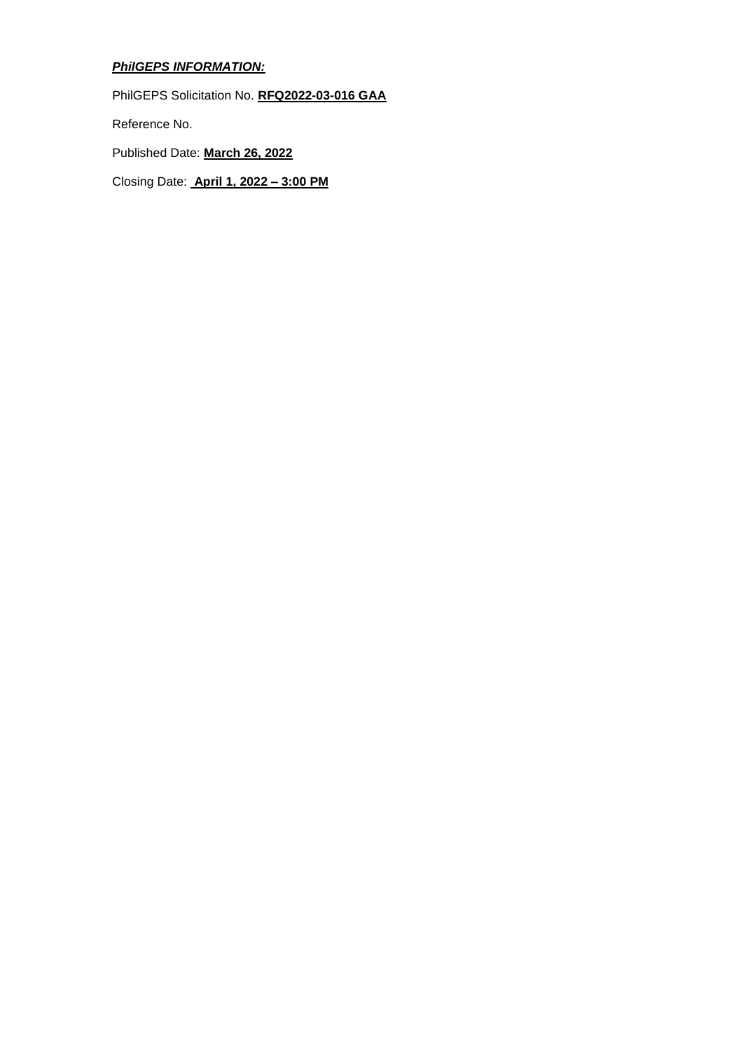***PhilGEPS INFORMATION:***

PhilGEPS Solicitation No. **RFQ2022-03-016 GAA**

Reference No.

Published Date: **March 26, 2022**

Closing Date: **April 1, 2022 – 3:00 PM**